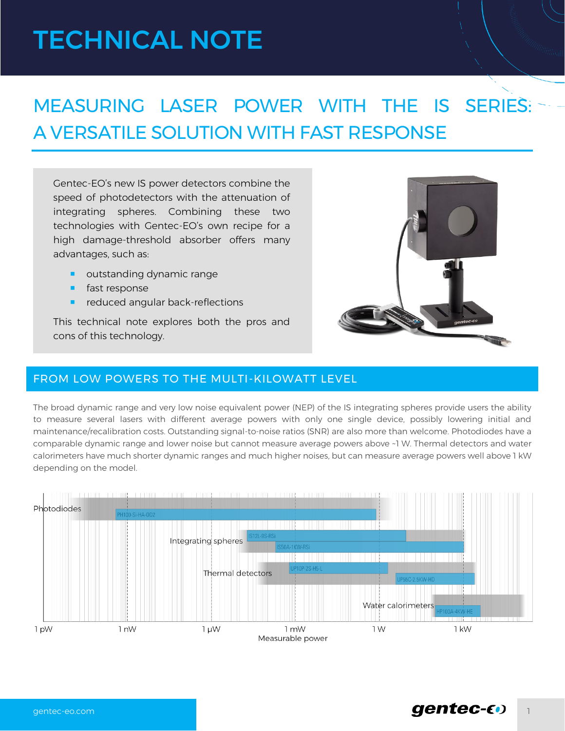# TECHNICAL NOTE

## MEASURING LASER POWER WITH THE IS SERIES: A VERSATILE SOLUTION WITH FAST RESPONSE

Gentec-EO's new IS power detectors combine the speed of photodetectors with the attenuation of integrating spheres. Combining these two technologies with Gentec-EO's own recipe for a high damage-threshold absorber offers many advantages, such as:

- outstanding dynamic range
- fast response
- reduced angular back-reflections

This technical note explores both the pros and cons of this technology.

## FROM LOW POWERS TO THE MULTI-KILOWATT LEVEL

The broad dynamic range and very low noise equivalent power (NEP) of the IS integrating spheres provide users the ability to measure several lasers with different average powers with only one single device, possibly lowering initial and maintenance/recalibration costs. Outstanding signal-to-noise ratios (SNR) are also more than welcome. Photodiodes have a comparable dynamic range and lower noise but cannot measure average powers above ~1 W. Thermal detectors and water calorimeters have much shorter dynamic ranges and much higher noises, but can measure average powers well above 1 kW depending on the model.

Photodiodes: PH100-Si-HA-OD2
Integrating spheres: IS12L-9S-RSI, IS50A-1KW-RSI
Thermal detectors: UP10P-2S-H5-L, UP55C-2.5KW-HD
Water calorimeters: HP100A-4KW-HE

1 pW · 1 nW · 1 µW · 1 mW · 1 W · 1 kW

Measurable power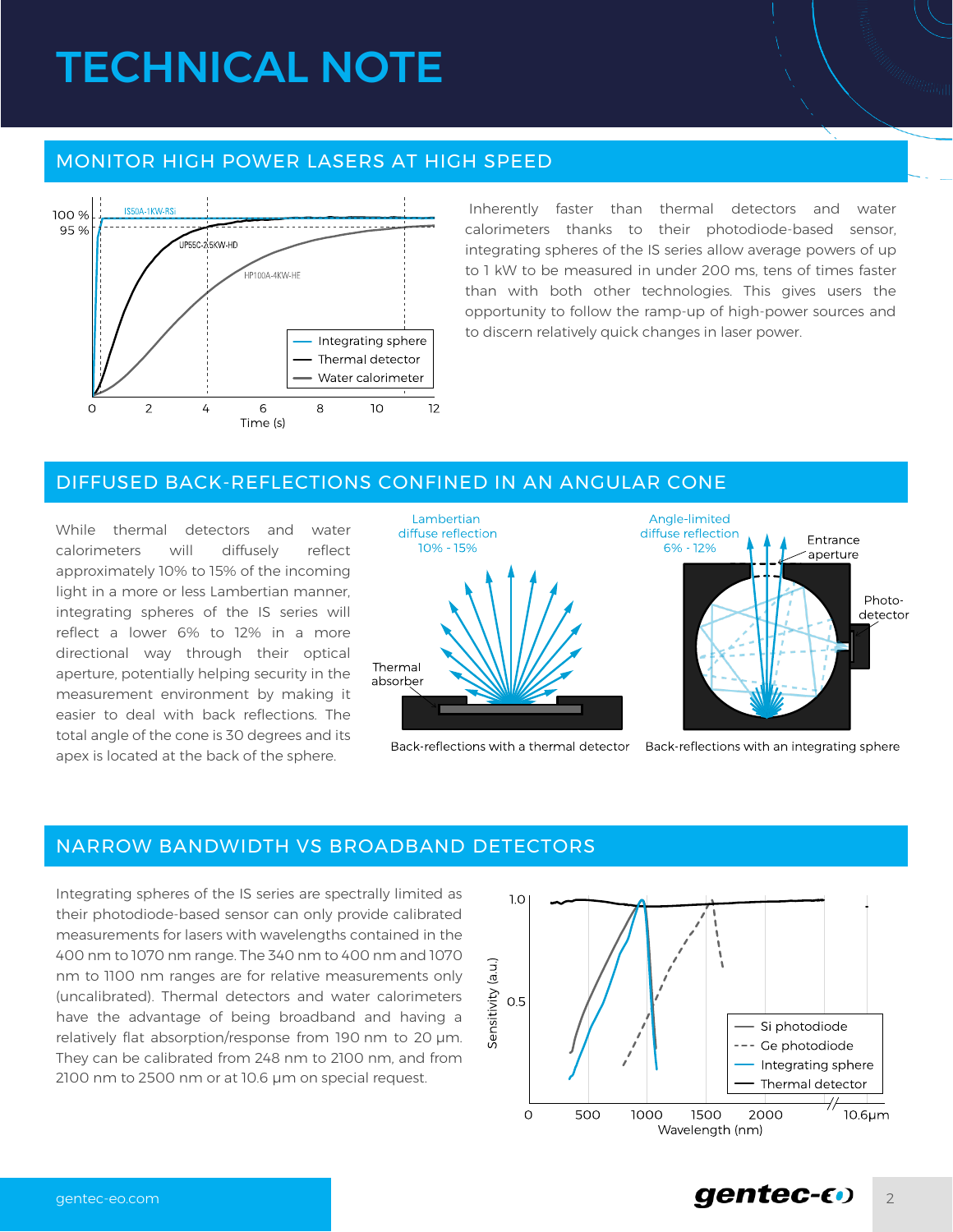# TECHNICAL NOTE

## MONITOR HIGH POWER LASERS AT HIGH SPEED

Inherently faster than thermal detectors and water calorimeters thanks to their photodiode-based sensor, integrating spheres of the IS series allow average powers of up to 1 kW to be measured in under 200 ms, tens of times faster than with both other technologies. This gives users the opportunity to follow the ramp-up of high-power sources and to discern relatively quick changes in laser power.

## DIFFUSED BACK-REFLECTIONS CONFINED IN AN ANGULAR CONE

While thermal detectors and water calorimeters will diffusely reflect approximately 10% to 15% of the incoming light in a more or less Lambertian manner, integrating spheres of the IS series will reflect a lower 6% to 12% in a more directional way through their optical aperture, potentially helping security in the measurement environment by making it easier to deal with back reflections. The total angle of the cone is 30 degrees and its apex is located at the back of the sphere.

Back-reflections with a thermal detector

Back-reflections with an integrating sphere

## NARROW BANDWIDTH VS BROADBAND DETECTORS

Integrating spheres of the IS series are spectrally limited as their photodiode-based sensor can only provide calibrated measurements for lasers with wavelengths contained in the 400 nm to 1070 nm range. The 340 nm to 400 nm and 1070 nm to 1100 nm ranges are for relative measurements only (uncalibrated). Thermal detectors and water calorimeters have the advantage of being broadband and having a relatively flat absorption/response from 190 nm to 20 µm. They can be calibrated from 248 nm to 2100 nm, and from 2100 nm to 2500 nm or at 10.6 µm on special request.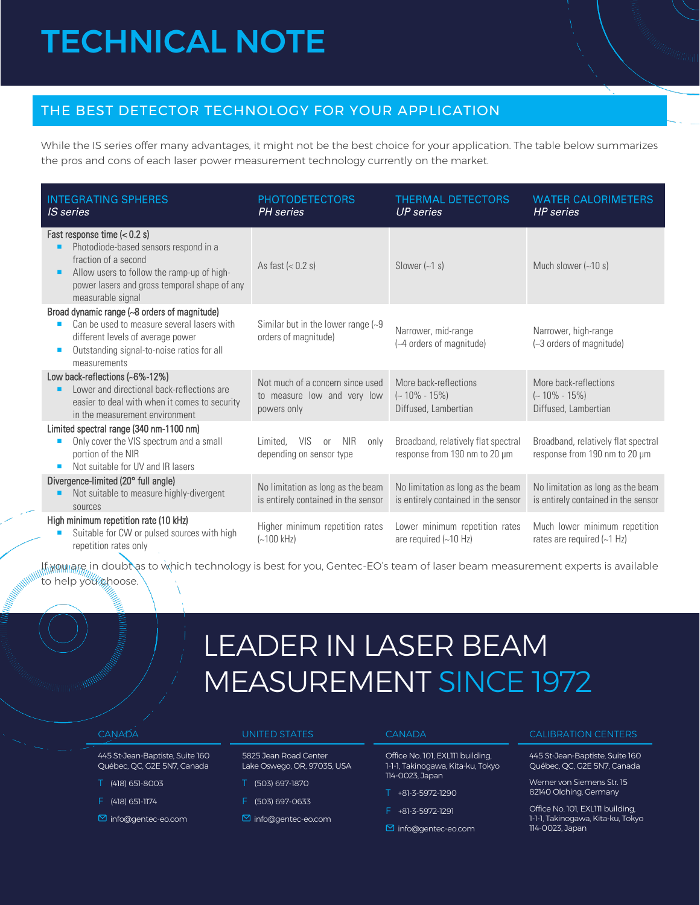# TECHNICAL NOTE

## THE BEST DETECTOR TECHNOLOGY FOR YOUR APPLICATION

While the IS series offer many advantages, it might not be the best choice for your application. The table below summarizes the pros and cons of each laser power measurement technology currently on the market.

| INTEGRATING SPHERES *IS series* | PHOTODETECTORS *PH series* | THERMAL DETECTORS *UP series* | WATER CALORIMETERS *HP series* |
|---|---|---|---|
| Fast response time (< 0.2 s)<br>▪ Photodiode-based sensors respond in a fraction of a second<br>▪ Allow users to follow the ramp-up of high-power lasers and gross temporal shape of any measurable signal | As fast (< 0.2 s) | Slower (~1 s) | Much slower (~10 s) |
| Broad dynamic range (~8 orders of magnitude)<br>▪ Can be used to measure several lasers with different levels of average power<br>▪ Outstanding signal-to-noise ratios for all measurements | Similar but in the lower range (~9 orders of magnitude) | Narrower, mid-range (~4 orders of magnitude) | Narrower, high-range (~3 orders of magnitude) |
| Low back-reflections (~6%-12%)<br>▪ Lower and directional back-reflections are easier to deal with when it comes to security in the measurement environment | Not much of a concern since used to measure low and very low powers only | More back-reflections (~ 10% - 15%) Diffused, Lambertian | More back-reflections (~ 10% - 15%) Diffused, Lambertian |
| Limited spectral range (340 nm-1100 nm)<br>▪ Only cover the VIS spectrum and a small portion of the NIR<br>▪ Not suitable for UV and IR lasers | Limited, VIS or NIR only depending on sensor type | Broadband, relatively flat spectral response from 190 nm to 20 µm | Broadband, relatively flat spectral response from 190 nm to 20 µm |
| Divergence-limited (20° full angle)<br>▪ Not suitable to measure highly-divergent sources | No limitation as long as the beam is entirely contained in the sensor | No limitation as long as the beam is entirely contained in the sensor | No limitation as long as the beam is entirely contained in the sensor |
| High minimum repetition rate (10 kHz)<br>▪ Suitable for CW or pulsed sources with high repetition rates only | Higher minimum repetition rates (~100 kHz) | Lower minimum repetition rates are required (~10 Hz) | Much lower minimum repetition rates are required (~1 Hz) |

If you are in doubt as to which technology is best for you, Gentec-EO's team of laser beam measurement experts is available to help you choose.

# LEADER IN LASER BEAM MEASUREMENT SINCE 1972

**CANADA**

445 St-Jean-Baptiste, Suite 160
Québec, QC, G2E 5N7, Canada

T (418) 651-8003

F (418) 651-1174

info@gentec-eo.com

**UNITED STATES**

5825 Jean Road Center
Lake Oswego, OR, 97035, USA

T (503) 697-1870

F (503) 697-0633

info@gentec-eo.com

**CANADA**

Office No. 101, EXL111 building,
1-1-1, Takinogawa, Kita-ku, Tokyo
114-0023, Japan

T +81-3-5972-1290

F +81-3-5972-1291

info@gentec-eo.com

**CALIBRATION CENTERS**

445 St-Jean-Baptiste, Suite 160
Québec, QC, G2E 5N7, Canada

Werner von Siemens Str. 15
82140 Olching, Germany

Office No. 101, EXL111 building,
1-1-1, Takinogawa, Kita-ku, Tokyo
114-0023, Japan